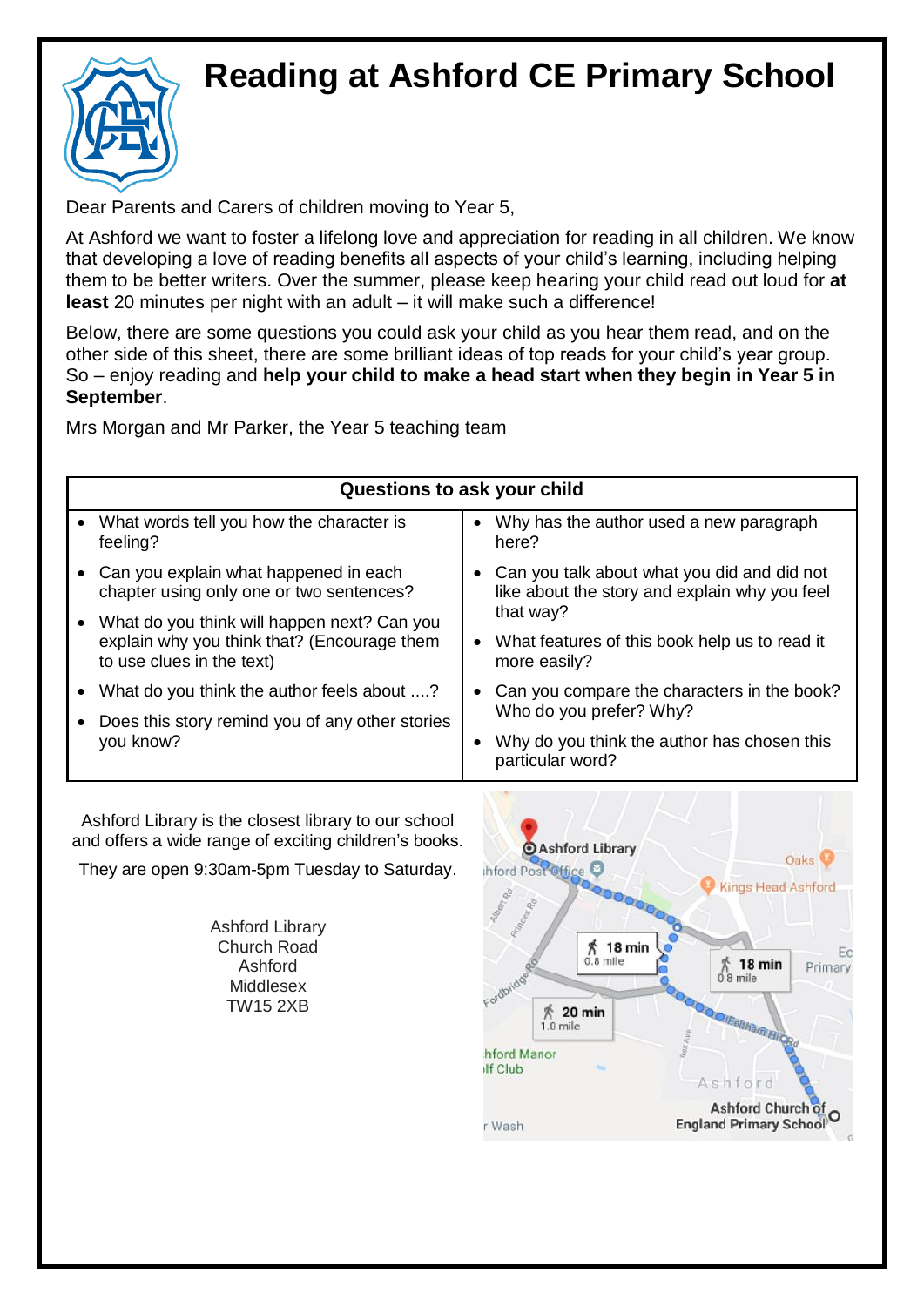# Reading at Ashford CE Primary School

Dear Parents and Carers of children moving to Year 5,

At Ashford we want to foster a lifelong love and appreciation for reading in all children. We know that developing a love of reading benefits all aspects of your child's learning, including helping them to be better writers. Over the summer, please keep hearing your child read out loud for **at least** 20 minutes per night with an adult – it will make such a difference!

Below, there are some questions you could ask your child as you hear them read, and on the other side of this sheet, there are some brilliant ideas of top reads for your child's year group. So – enjoy reading and **help your child to make a head start when they begin in Year 5 in September**.

Mrs Morgan and Mr Parker, the Year 5 teaching team

| Questions to ask your child | |
|---|---|
| • What words tell you how the character is feeling?<br>• Can you explain what happened in each chapter using only one or two sentences?<br>• What do you think will happen next? Can you explain why you think that? (Encourage them to use clues in the text)<br>• What do you think the author feels about ....?<br>• Does this story remind you of any other stories you know? | • Why has the author used a new paragraph here?<br>• Can you talk about what you did and did not like about the story and explain why you feel that way?<br>• What features of this book help us to read it more easily?<br>• Can you compare the characters in the book? Who do you prefer? Why?<br>• Why do you think the author has chosen this particular word? |

Ashford Library is the closest library to our school and offers a wide range of exciting children's books.

They are open 9:30am-5pm Tuesday to Saturday.

Ashford Library
Church Road
Ashford
Middlesex
TW15 2XB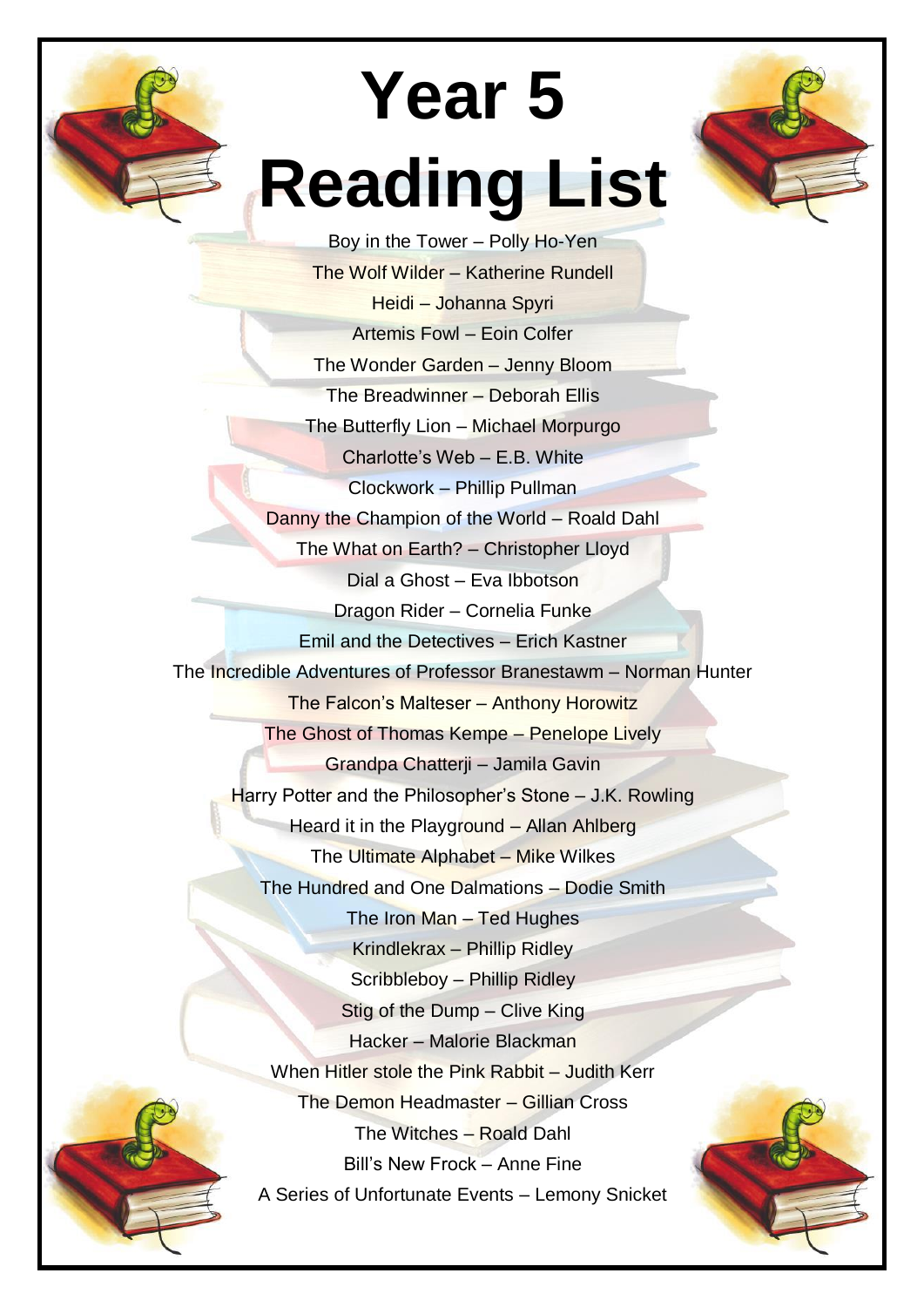# Year 5 Reading List

Boy in the Tower – Polly Ho-Yen

The Wolf Wilder – Katherine Rundell

Heidi – Johanna Spyri

Artemis Fowl – Eoin Colfer

The Wonder Garden – Jenny Bloom

The Breadwinner – Deborah Ellis

The Butterfly Lion – Michael Morpurgo

Charlotte's Web – E.B. White

Clockwork – Phillip Pullman

Danny the Champion of the World – Roald Dahl

The What on Earth? – Christopher Lloyd

Dial a Ghost – Eva Ibbotson

Dragon Rider – Cornelia Funke

Emil and the Detectives – Erich Kastner

The Incredible Adventures of Professor Branestawm – Norman Hunter

The Falcon's Malteser – Anthony Horowitz

The Ghost of Thomas Kempe – Penelope Lively

Grandpa Chatterji – Jamila Gavin

Harry Potter and the Philosopher's Stone – J.K. Rowling

Heard it in the Playground – Allan Ahlberg

The Ultimate Alphabet – Mike Wilkes

The Hundred and One Dalmations – Dodie Smith

The Iron Man – Ted Hughes

Krindlekrax – Phillip Ridley

Scribbleboy – Phillip Ridley

Stig of the Dump – Clive King

Hacker – Malorie Blackman

When Hitler stole the Pink Rabbit – Judith Kerr

The Demon Headmaster – Gillian Cross

The Witches – Roald Dahl

Bill's New Frock – Anne Fine

A Series of Unfortunate Events – Lemony Snicket